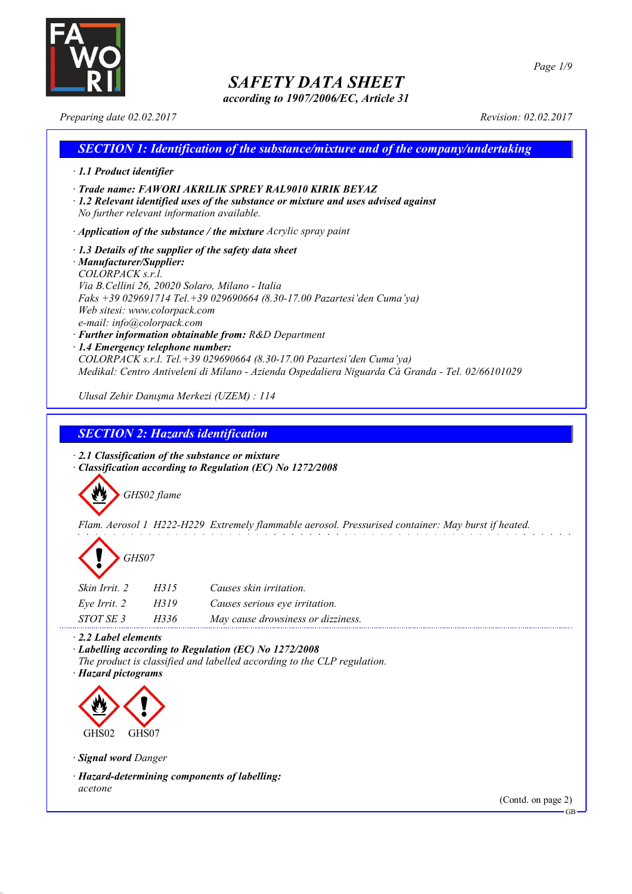# SAFETY DATA SHEET

*according to 1907/2006/EC, Article 31*

*Preparing date 02.02.2017* *Revision: 02.02.2017*

## SECTION 1: Identification of the substance/mixture and of the company/undertaking

· **1.1 Product identifier**

· **Trade name: FAWORI AKRILIK SPREY RAL9010 KIRIK BEYAZ**

· **1.2 Relevant identified uses of the substance or mixture and uses advised against**
No further relevant information available.

· **Application of the substance / the mixture** Acrylic spray paint

· **1.3 Details of the supplier of the safety data sheet**

· **Manufacturer/Supplier:**
COLORPACK s.r.l.
Via B.Cellini 26, 20020 Solaro, Milano - Italia
Faks +39 029691714 Tel.+39 029690664 (8.30-17.00 Pazartesi'den Cuma'ya)
Web sitesi: www.colorpack.com
e-mail: info@colorpack.com

· **Further information obtainable from:** R&D Department

· **1.4 Emergency telephone number:**
COLORPACK s.r.l. Tel.+39 029690664 (8.30-17.00 Pazartesi'den Cuma'ya)
Medikal: Centro Antiveleni di Milano - Azienda Ospedaliera Niguarda Cà Granda - Tel. 02/66101029

Ulusal Zehir Danışma Merkezi (UZEM) : 114

## SECTION 2: Hazards identification

· **2.1 Classification of the substance or mixture**

· **Classification according to Regulation (EC) No 1272/2008**

GHS02 flame

Flam. Aerosol 1 H222-H229 Extremely flammable aerosol. Pressurised container: May burst if heated.

GHS07

| | | |
|---|---|---|
| Skin Irrit. 2 | H315 | Causes skin irritation. |
| Eye Irrit. 2 | H319 | Causes serious eye irritation. |
| STOT SE 3 | H336 | May cause drowsiness or dizziness. |

· **2.2 Label elements**

· **Labelling according to Regulation (EC) No 1272/2008**
The product is classified and labelled according to the CLP regulation.

· **Hazard pictograms**

GHS02 GHS07

· **Signal word** Danger

· **Hazard-determining components of labelling:**
acetone

(Contd. on page 2)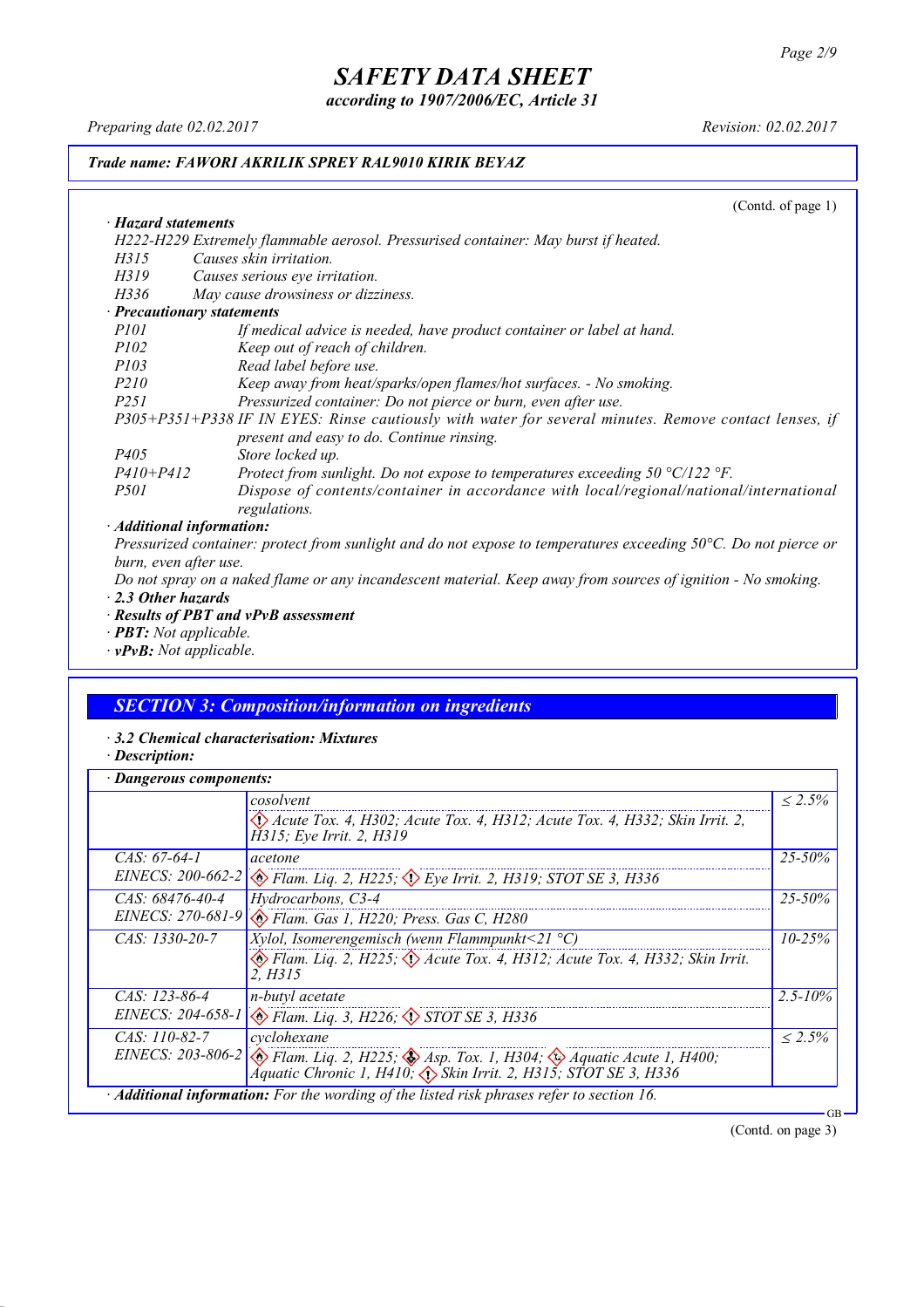*SAFETY DATA SHEET*

*according to 1907/2006/EC, Article 31*

*Preparing date 02.02.2017* *Revision: 02.02.2017*

***Trade name: FAWORI AKRILIK SPREY RAL9010 KIRIK BEYAZ***

(Contd. of page 1)

· ***Hazard statements***

*H222-H229 Extremely flammable aerosol. Pressurised container: May burst if heated.*

| | |
|---|---|
| *H315* | *Causes skin irritation.* |
| *H319* | *Causes serious eye irritation.* |
| *H336* | *May cause drowsiness or dizziness.* |

· ***Precautionary statements***

| | |
|---|---|
| *P101* | *If medical advice is needed, have product container or label at hand.* |
| *P102* | *Keep out of reach of children.* |
| *P103* | *Read label before use.* |
| *P210* | *Keep away from heat/sparks/open flames/hot surfaces. - No smoking.* |
| *P251* | *Pressurized container: Do not pierce or burn, even after use.* |
| *P305+P351+P338* | *IF IN EYES: Rinse cautiously with water for several minutes. Remove contact lenses, if present and easy to do. Continue rinsing.* |
| *P405* | *Store locked up.* |
| *P410+P412* | *Protect from sunlight. Do not expose to temperatures exceeding 50 °C/122 °F.* |
| *P501* | *Dispose of contents/container in accordance with local/regional/national/international regulations.* |

· ***Additional information:***

*Pressurized container: protect from sunlight and do not expose to temperatures exceeding 50°C. Do not pierce or burn, even after use.*

*Do not spray on a naked flame or any incandescent material. Keep away from sources of ignition - No smoking.*

· ***2.3 Other hazards***

· ***Results of PBT and vPvB assessment***

· ***PBT:*** *Not applicable.*

· ***vPvB:*** *Not applicable.*

## *SECTION 3: Composition/information on ingredients*

· ***3.2 Chemical characterisation: Mixtures***

· ***Description:***

· ***Dangerous components:***

| | | |
|---|---|---|
| | *cosolvent*<br>*Acute Tox. 4, H302; Acute Tox. 4, H312; Acute Tox. 4, H332; Skin Irrit. 2, H315; Eye Irrit. 2, H319* | *≤ 2.5%* |
| *CAS: 67-64-1*<br>*EINECS: 200-662-2* | *acetone*<br>*Flam. Liq. 2, H225; Eye Irrit. 2, H319; STOT SE 3, H336* | *25-50%* |
| *CAS: 68476-40-4*<br>*EINECS: 270-681-9* | *Hydrocarbons, C3-4*<br>*Flam. Gas 1, H220; Press. Gas C, H280* | *25-50%* |
| *CAS: 1330-20-7* | *Xylol, Isomerengemisch (wenn Flammpunkt<21 °C)*<br>*Flam. Liq. 2, H225; Acute Tox. 4, H312; Acute Tox. 4, H332; Skin Irrit. 2, H315* | *10-25%* |
| *CAS: 123-86-4*<br>*EINECS: 204-658-1* | *n-butyl acetate*<br>*Flam. Liq. 3, H226; STOT SE 3, H336* | *2.5-10%* |
| *CAS: 110-82-7*<br>*EINECS: 203-806-2* | *cyclohexane*<br>*Flam. Liq. 2, H225; Asp. Tox. 1, H304; Aquatic Acute 1, H400; Aquatic Chronic 1, H410; Skin Irrit. 2, H315; STOT SE 3, H336* | *≤ 2.5%* |

· ***Additional information:*** *For the wording of the listed risk phrases refer to section 16.*

(Contd. on page 3)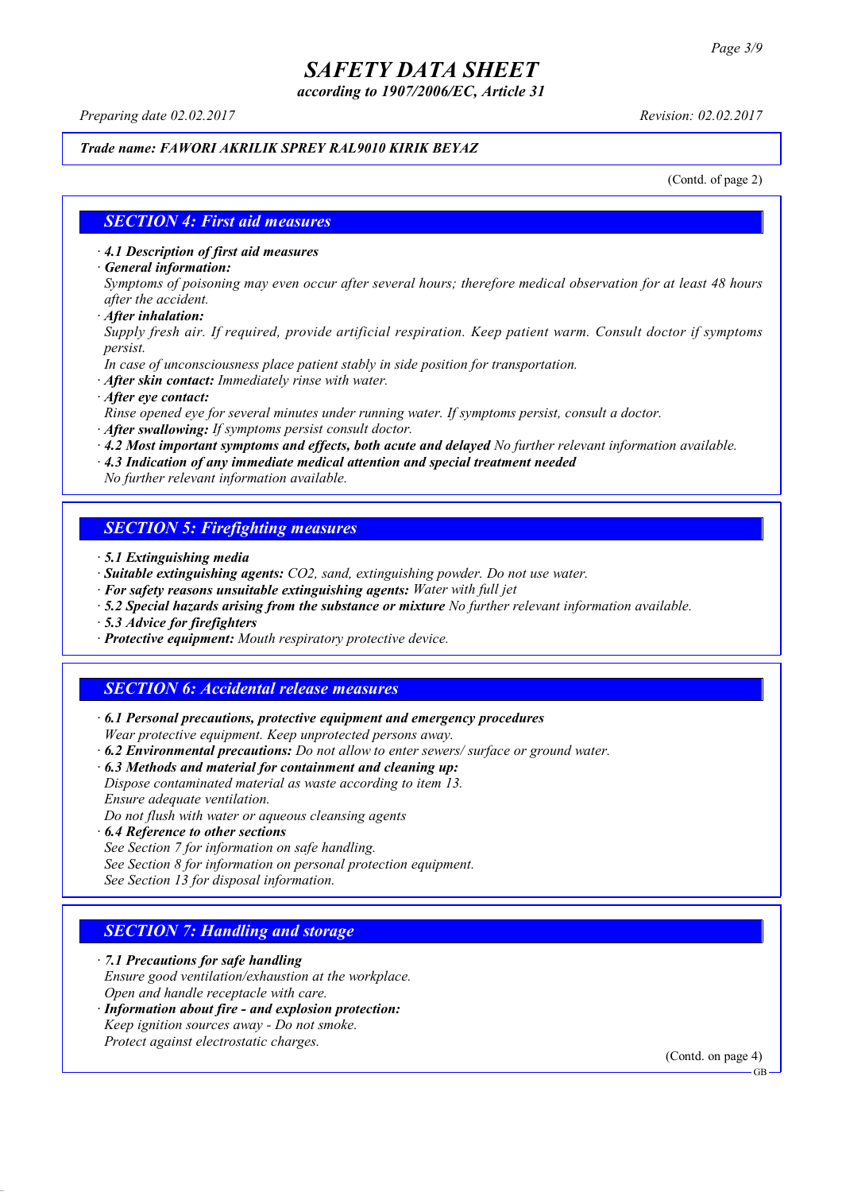*Trade name: FAWORI AKRILIK SPREY RAL9010 KIRIK BEYAZ*

(Contd. of page 2)

## SECTION 4: First aid measures

· ***4.1 Description of first aid measures***

· ***General information:***

*Symptoms of poisoning may even occur after several hours; therefore medical observation for at least 48 hours after the accident.*

· ***After inhalation:***

*Supply fresh air. If required, provide artificial respiration. Keep patient warm. Consult doctor if symptoms persist.*

*In case of unconsciousness place patient stably in side position for transportation.*

· ***After skin contact:*** *Immediately rinse with water.*

· ***After eye contact:***

*Rinse opened eye for several minutes under running water. If symptoms persist, consult a doctor.*

· ***After swallowing:*** *If symptoms persist consult doctor.*

· ***4.2 Most important symptoms and effects, both acute and delayed*** *No further relevant information available.*

· ***4.3 Indication of any immediate medical attention and special treatment needed***

*No further relevant information available.*

## SECTION 5: Firefighting measures

· ***5.1 Extinguishing media***

· ***Suitable extinguishing agents:*** *CO2, sand, extinguishing powder. Do not use water.*

· ***For safety reasons unsuitable extinguishing agents:*** *Water with full jet*

· ***5.2 Special hazards arising from the substance or mixture*** *No further relevant information available.*

· ***5.3 Advice for firefighters***

· ***Protective equipment:*** *Mouth respiratory protective device.*

## SECTION 6: Accidental release measures

· ***6.1 Personal precautions, protective equipment and emergency procedures***

*Wear protective equipment. Keep unprotected persons away.*

· ***6.2 Environmental precautions:*** *Do not allow to enter sewers/ surface or ground water.*

· ***6.3 Methods and material for containment and cleaning up:***

*Dispose contaminated material as waste according to item 13.*

*Ensure adequate ventilation.*

*Do not flush with water or aqueous cleansing agents*

· ***6.4 Reference to other sections***

*See Section 7 for information on safe handling.*

*See Section 8 for information on personal protection equipment.*

*See Section 13 for disposal information.*

## SECTION 7: Handling and storage

· ***7.1 Precautions for safe handling***

*Ensure good ventilation/exhaustion at the workplace.*

*Open and handle receptacle with care.*

· ***Information about fire - and explosion protection:***

*Keep ignition sources away - Do not smoke.*

*Protect against electrostatic charges.*

(Contd. on page 4)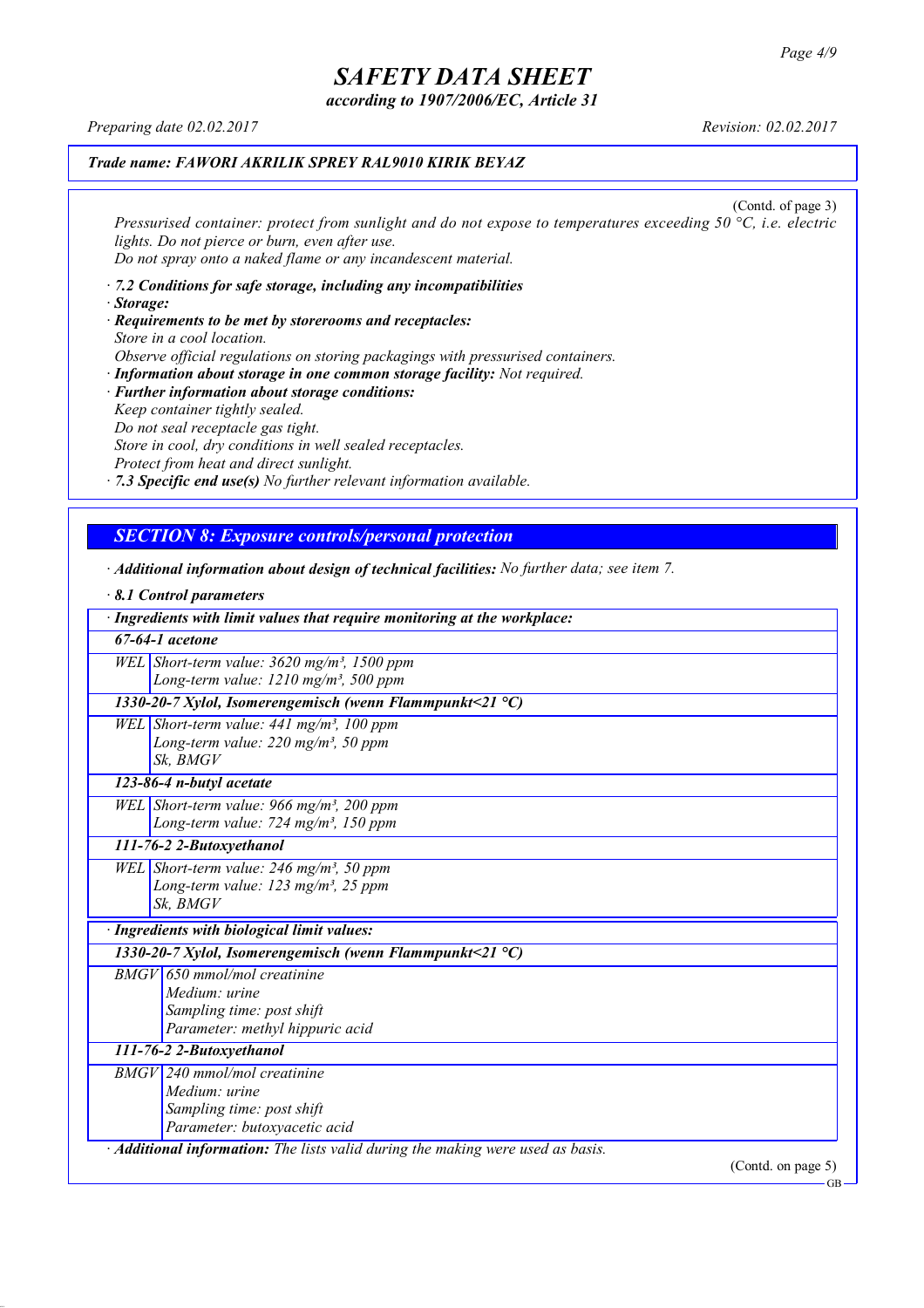*Trade name: FAWORI AKRILIK SPREY RAL9010 KIRIK BEYAZ*

(Contd. of page 3)

*Pressurised container: protect from sunlight and do not expose to temperatures exceeding 50 °C, i.e. electric lights. Do not pierce or burn, even after use.*
*Do not spray onto a naked flame or any incandescent material.*

· ***7.2 Conditions for safe storage, including any incompatibilities***
· ***Storage:***
· ***Requirements to be met by storerooms and receptacles:***
*Store in a cool location.*
*Observe official regulations on storing packagings with pressurised containers.*
· ***Information about storage in one common storage facility:*** *Not required.*
· ***Further information about storage conditions:***
*Keep container tightly sealed.*
*Do not seal receptacle gas tight.*
*Store in cool, dry conditions in well sealed receptacles.*
*Protect from heat and direct sunlight.*
· ***7.3 Specific end use(s)*** *No further relevant information available.*

## SECTION 8: Exposure controls/personal protection

· ***Additional information about design of technical facilities:*** *No further data; see item 7.*

· ***8.1 Control parameters***

| · Ingredients with limit values that require monitoring at the workplace: | |
|---|---|
| **67-64-1 acetone** | |
| WEL | Short-term value: 3620 mg/m³, 1500 ppm<br>Long-term value: 1210 mg/m³, 500 ppm |
| **1330-20-7 Xylol, Isomerengemisch (wenn Flammpunkt<21 °C)** | |
| WEL | Short-term value: 441 mg/m³, 100 ppm<br>Long-term value: 220 mg/m³, 50 ppm<br>Sk, BMGV |
| **123-86-4 n-butyl acetate** | |
| WEL | Short-term value: 966 mg/m³, 200 ppm<br>Long-term value: 724 mg/m³, 150 ppm |
| **111-76-2 2-Butoxyethanol** | |
| WEL | Short-term value: 246 mg/m³, 50 ppm<br>Long-term value: 123 mg/m³, 25 ppm<br>Sk, BMGV |

| · Ingredients with biological limit values: | |
|---|---|
| **1330-20-7 Xylol, Isomerengemisch (wenn Flammpunkt<21 °C)** | |
| BMGV | 650 mmol/mol creatinine<br>Medium: urine<br>Sampling time: post shift<br>Parameter: methyl hippuric acid |
| **111-76-2 2-Butoxyethanol** | |
| BMGV | 240 mmol/mol creatinine<br>Medium: urine<br>Sampling time: post shift<br>Parameter: butoxyacetic acid |

· ***Additional information:*** *The lists valid during the making were used as basis.*

(Contd. on page 5)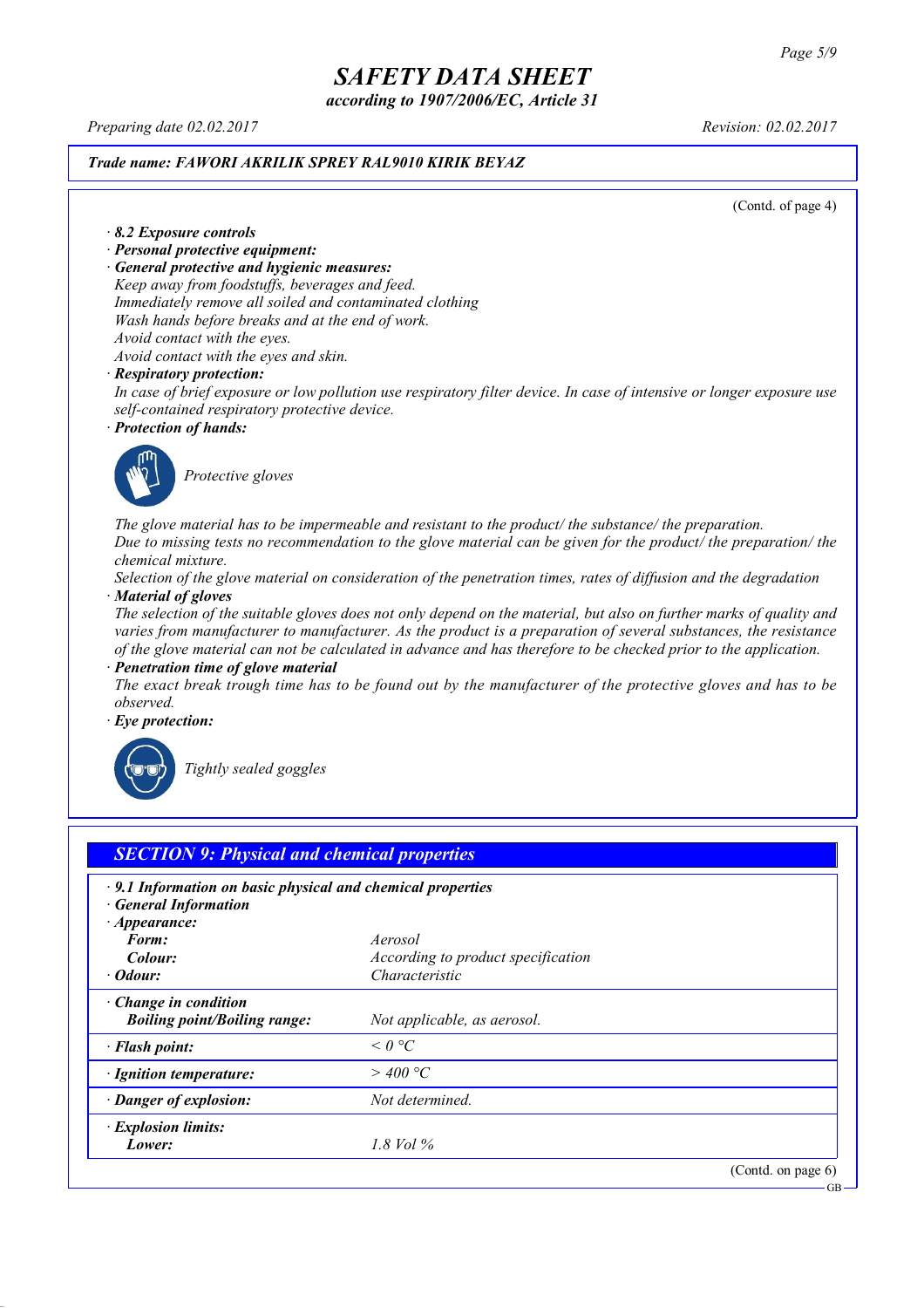*Trade name: FAWORI AKRILIK SPREY RAL9010 KIRIK BEYAZ*

(Contd. of page 4)

· ***8.2 Exposure controls***

· ***Personal protective equipment:***

· ***General protective and hygienic measures:***

*Keep away from foodstuffs, beverages and feed.*
*Immediately remove all soiled and contaminated clothing*
*Wash hands before breaks and at the end of work.*
*Avoid contact with the eyes.*
*Avoid contact with the eyes and skin.*

· ***Respiratory protection:***

*In case of brief exposure or low pollution use respiratory filter device. In case of intensive or longer exposure use self-contained respiratory protective device.*

· ***Protection of hands:***

*Protective gloves*

*The glove material has to be impermeable and resistant to the product/ the substance/ the preparation.*
*Due to missing tests no recommendation to the glove material can be given for the product/ the preparation/ the chemical mixture.*
*Selection of the glove material on consideration of the penetration times, rates of diffusion and the degradation*

· ***Material of gloves***

*The selection of the suitable gloves does not only depend on the material, but also on further marks of quality and varies from manufacturer to manufacturer. As the product is a preparation of several substances, the resistance of the glove material can not be calculated in advance and has therefore to be checked prior to the application.*

· ***Penetration time of glove material***

*The exact break trough time has to be found out by the manufacturer of the protective gloves and has to be observed.*

· ***Eye protection:***

*Tightly sealed goggles*

## *SECTION 9: Physical and chemical properties*

· ***9.1 Information on basic physical and chemical properties***

· ***General Information***

| | |
|---|---|
| · ***Appearance:*** | |
| ***Form:*** | *Aerosol* |
| ***Colour:*** | *According to product specification* |
| · ***Odour:*** | *Characteristic* |
| · ***Change in condition*** | |
| ***Boiling point/Boiling range:*** | *Not applicable, as aerosol.* |
| · ***Flash point:*** | *< 0 °C* |
| · ***Ignition temperature:*** | *> 400 °C* |
| · ***Danger of explosion:*** | *Not determined.* |
| · ***Explosion limits:*** | |
| ***Lower:*** | *1.8 Vol %* |

(Contd. on page 6)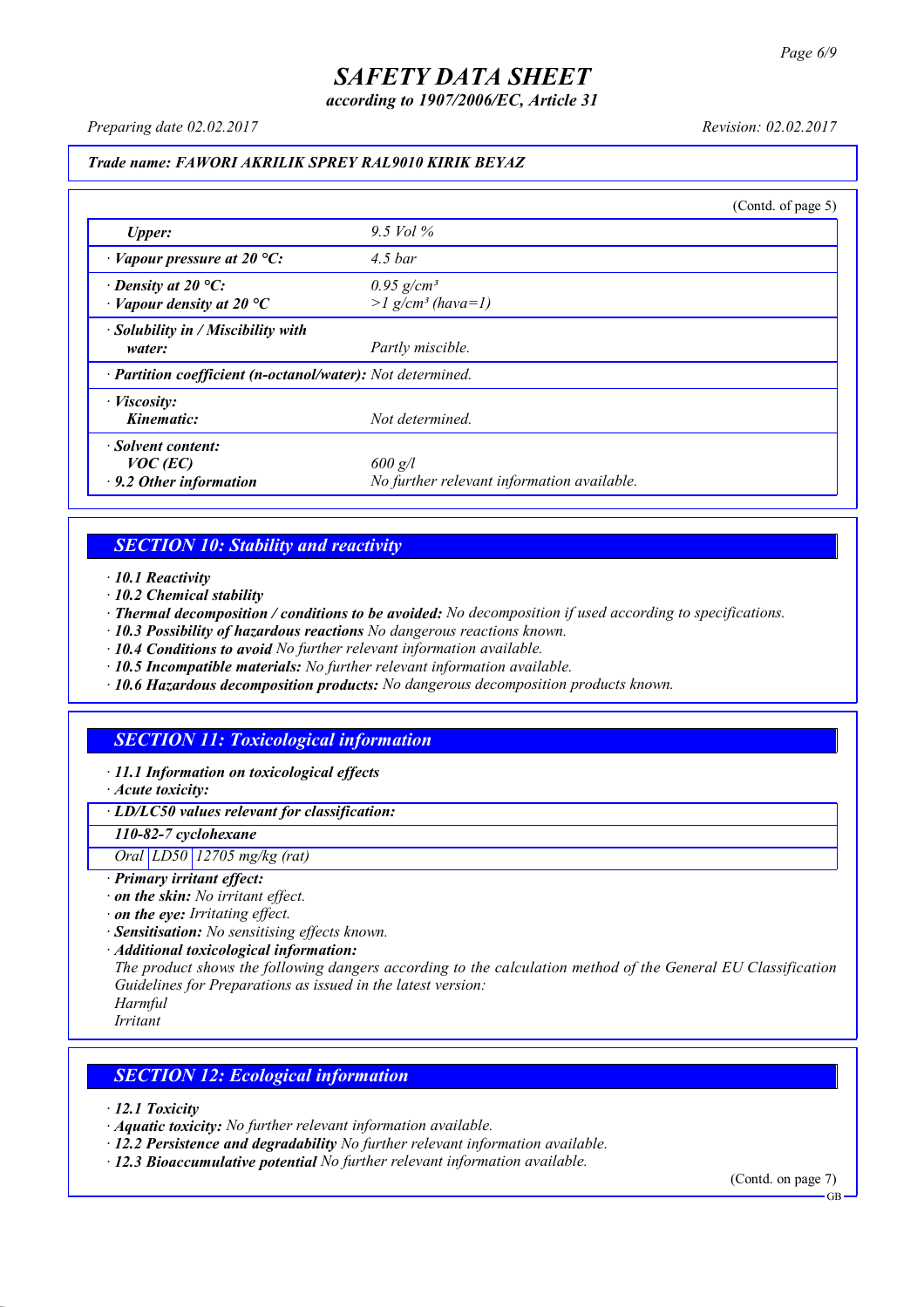**Trade name: FAWORI AKRILIK SPREY RAL9010 KIRIK BEYAZ**

(Contd. of page 5)

| | |
|---|---|
| *Upper:* | 9.5 Vol % |
| · *Vapour pressure at 20 °C:* | 4.5 bar |
| · *Density at 20 °C:*<br>· *Vapour density at 20 °C* | 0.95 g/cm³<br>>1 g/cm³ (hava=1) |
| · *Solubility in / Miscibility with water:* | Partly miscible. |
| · *Partition coefficient (n-octanol/water):* | Not determined. |
| · *Viscosity:*<br>*Kinematic:* | Not determined. |
| · *Solvent content:*<br>*VOC (EC)*<br>· *9.2 Other information* | <br>600 g/l<br>No further relevant information available. |

## SECTION 10: Stability and reactivity

· **10.1 Reactivity**
· **10.2 Chemical stability**
· **Thermal decomposition / conditions to be avoided:** No decomposition if used according to specifications.
· **10.3 Possibility of hazardous reactions** No dangerous reactions known.
· **10.4 Conditions to avoid** No further relevant information available.
· **10.5 Incompatible materials:** No further relevant information available.
· **10.6 Hazardous decomposition products:** No dangerous decomposition products known.

## SECTION 11: Toxicological information

· **11.1 Information on toxicological effects**
· **Acute toxicity:**

| · LD/LC50 values relevant for classification: | | |
|---|---|---|
| **110-82-7 cyclohexane** | | |
| Oral | LD50 | 12705 mg/kg (rat) |

· **Primary irritant effect:**
· **on the skin:** No irritant effect.
· **on the eye:** Irritating effect.
· **Sensitisation:** No sensitising effects known.
· **Additional toxicological information:**
The product shows the following dangers according to the calculation method of the General EU Classification Guidelines for Preparations as issued in the latest version:
Harmful
Irritant

## SECTION 12: Ecological information

· **12.1 Toxicity**
· **Aquatic toxicity:** No further relevant information available.
· **12.2 Persistence and degradability** No further relevant information available.
· **12.3 Bioaccumulative potential** No further relevant information available.

(Contd. on page 7)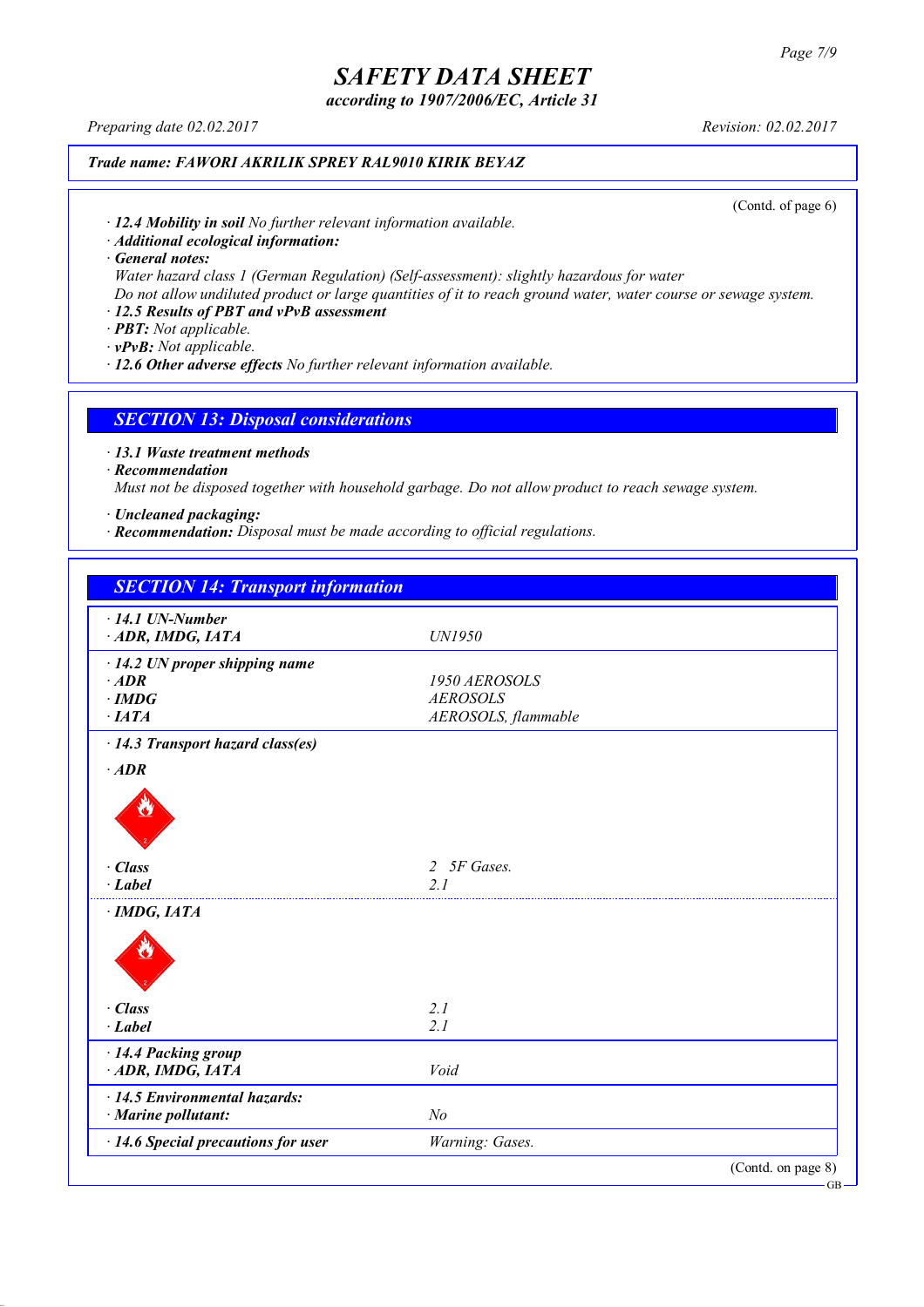**Trade name: FAWORI AKRILIK SPREY RAL9010 KIRIK BEYAZ**

(Contd. of page 6)

· **12.4 Mobility in soil** No further relevant information available.
· **Additional ecological information:**
· **General notes:**
Water hazard class 1 (German Regulation) (Self-assessment): slightly hazardous for water
Do not allow undiluted product or large quantities of it to reach ground water, water course or sewage system.
· **12.5 Results of PBT and vPvB assessment**
· **PBT:** Not applicable.
· **vPvB:** Not applicable.
· **12.6 Other adverse effects** No further relevant information available.

## SECTION 13: Disposal considerations

· **13.1 Waste treatment methods**
· **Recommendation**
Must not be disposed together with household garbage. Do not allow product to reach sewage system.

· **Uncleaned packaging:**
· **Recommendation:** Disposal must be made according to official regulations.

## SECTION 14: Transport information

| | |
|---|---|
| · **14.1 UN-Number** | |
| · **ADR, IMDG, IATA** | UN1950 |
| · **14.2 UN proper shipping name** | |
| · **ADR** | 1950 AEROSOLS |
| · **IMDG** | AEROSOLS |
| · **IATA** | AEROSOLS, flammable |
| · **14.3 Transport hazard class(es)** | |
| · **ADR** | |
| · **Class** | 2 5F Gases. |
| · **Label** | 2.1 |
| · **IMDG, IATA** | |
| · **Class** | 2.1 |
| · **Label** | 2.1 |
| · **14.4 Packing group** | |
| · **ADR, IMDG, IATA** | Void |
| · **14.5 Environmental hazards:** | |
| · **Marine pollutant:** | No |
| · **14.6 Special precautions for user** | Warning: Gases. |

(Contd. on page 8)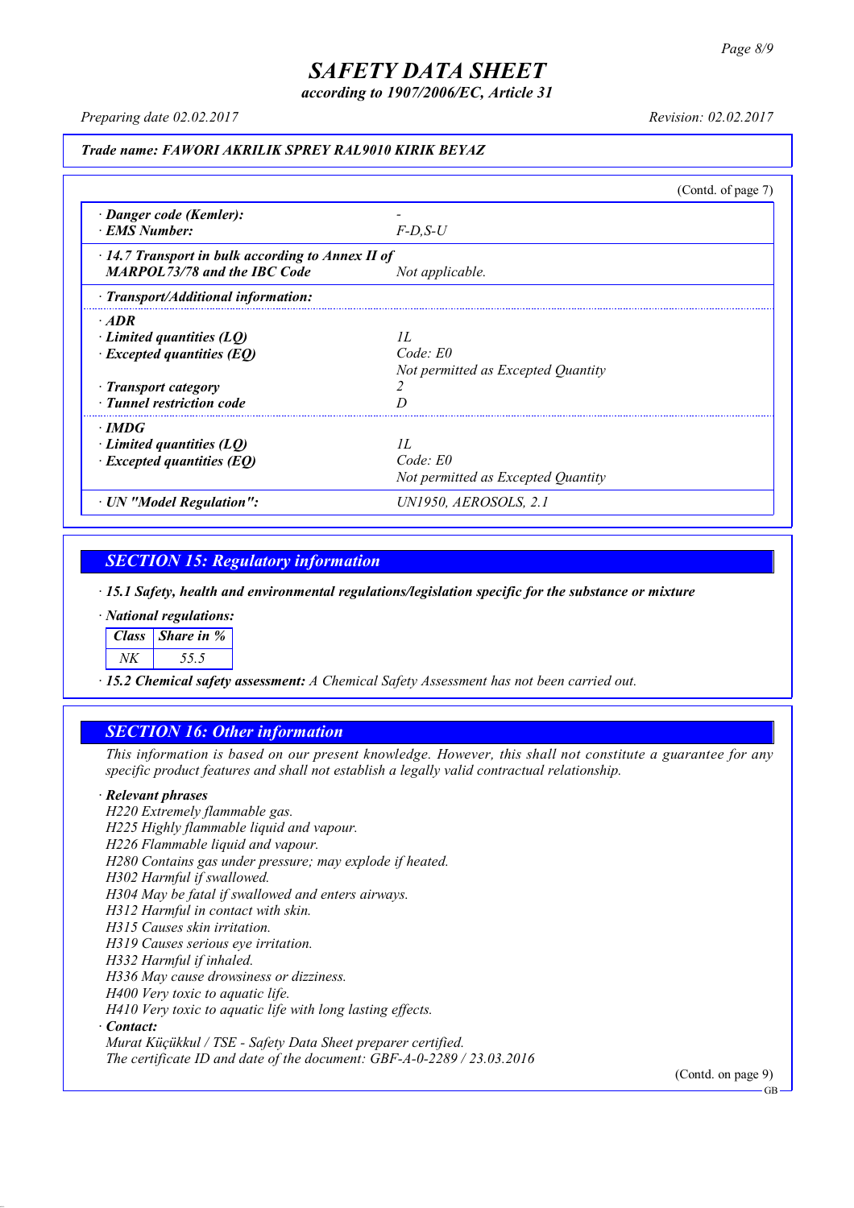*Trade name: FAWORI AKRILIK SPREY RAL9010 KIRIK BEYAZ*

(Contd. of page 7)

| | |
|---|---|
| · **Danger code (Kemler):** | - |
| · **EMS Number:** | F-D,S-U |
| · **14.7 Transport in bulk according to Annex II of MARPOL73/78 and the IBC Code** | Not applicable. |
| · **Transport/Additional information:** | |
| · **ADR** | |
| · **Limited quantities (LQ)** | 1L |
| · **Excepted quantities (EQ)** | Code: E0<br>Not permitted as Excepted Quantity |
| · **Transport category** | 2 |
| · **Tunnel restriction code** | D |
| · **IMDG** | |
| · **Limited quantities (LQ)** | 1L |
| · **Excepted quantities (EQ)** | Code: E0<br>Not permitted as Excepted Quantity |
| · **UN "Model Regulation":** | UN1950, AEROSOLS, 2.1 |

## SECTION 15: Regulatory information

· **15.1 Safety, health and environmental regulations/legislation specific for the substance or mixture**

· **National regulations:**

| Class | Share in % |
|---|---|
| NK | 55.5 |

· **15.2 Chemical safety assessment:** A Chemical Safety Assessment has not been carried out.

## SECTION 16: Other information

This information is based on our present knowledge. However, this shall not constitute a guarantee for any specific product features and shall not establish a legally valid contractual relationship.

· **Relevant phrases**

H220 Extremely flammable gas.
H225 Highly flammable liquid and vapour.
H226 Flammable liquid and vapour.
H280 Contains gas under pressure; may explode if heated.
H302 Harmful if swallowed.
H304 May be fatal if swallowed and enters airways.
H312 Harmful in contact with skin.
H315 Causes skin irritation.
H319 Causes serious eye irritation.
H332 Harmful if inhaled.
H336 May cause drowsiness or dizziness.
H400 Very toxic to aquatic life.
H410 Very toxic to aquatic life with long lasting effects.

· **Contact:**

Murat Küçükkul / TSE - Safety Data Sheet preparer certified.
The certificate ID and date of the document: GBF-A-0-2289 / 23.03.2016

(Contd. on page 9)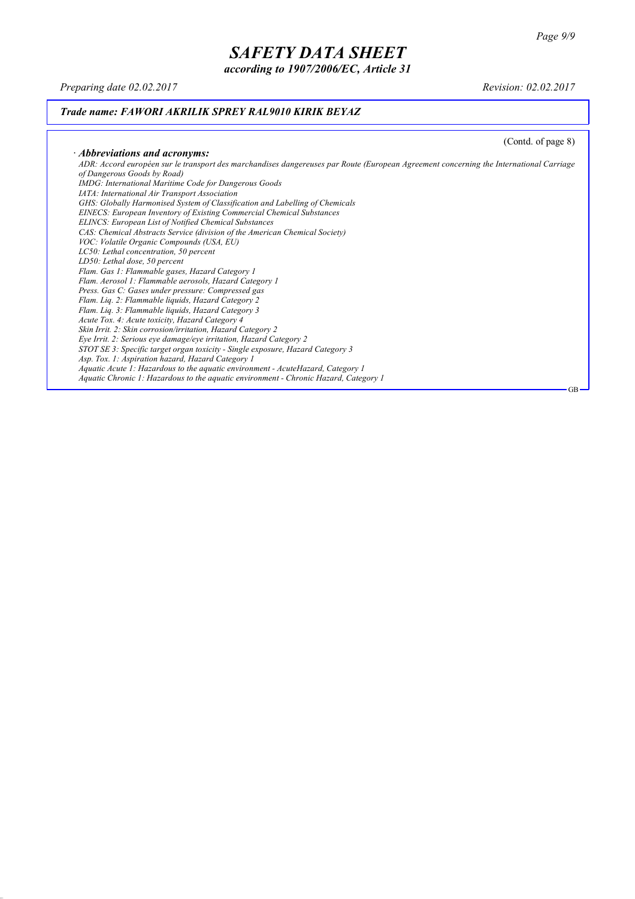*Trade name: FAWORI AKRILIK SPREY RAL9010 KIRIK BEYAZ*

(Contd. of page 8)

· ***Abbreviations and acronyms:***

*ADR: Accord européen sur le transport des marchandises dangereuses par Route (European Agreement concerning the International Carriage of Dangerous Goods by Road)*
*IMDG: International Maritime Code for Dangerous Goods*
*IATA: International Air Transport Association*
*GHS: Globally Harmonised System of Classification and Labelling of Chemicals*
*EINECS: European Inventory of Existing Commercial Chemical Substances*
*ELINCS: European List of Notified Chemical Substances*
*CAS: Chemical Abstracts Service (division of the American Chemical Society)*
*VOC: Volatile Organic Compounds (USA, EU)*
*LC50: Lethal concentration, 50 percent*
*LD50: Lethal dose, 50 percent*
*Flam. Gas 1: Flammable gases, Hazard Category 1*
*Flam. Aerosol 1: Flammable aerosols, Hazard Category 1*
*Press. Gas C: Gases under pressure: Compressed gas*
*Flam. Liq. 2: Flammable liquids, Hazard Category 2*
*Flam. Liq. 3: Flammable liquids, Hazard Category 3*
*Acute Tox. 4: Acute toxicity, Hazard Category 4*
*Skin Irrit. 2: Skin corrosion/irritation, Hazard Category 2*
*Eye Irrit. 2: Serious eye damage/eye irritation, Hazard Category 2*
*STOT SE 3: Specific target organ toxicity - Single exposure, Hazard Category 3*
*Asp. Tox. 1: Aspiration hazard, Hazard Category 1*
*Aquatic Acute 1: Hazardous to the aquatic environment - AcuteHazard, Category 1*
*Aquatic Chronic 1: Hazardous to the aquatic environment - Chronic Hazard, Category 1*